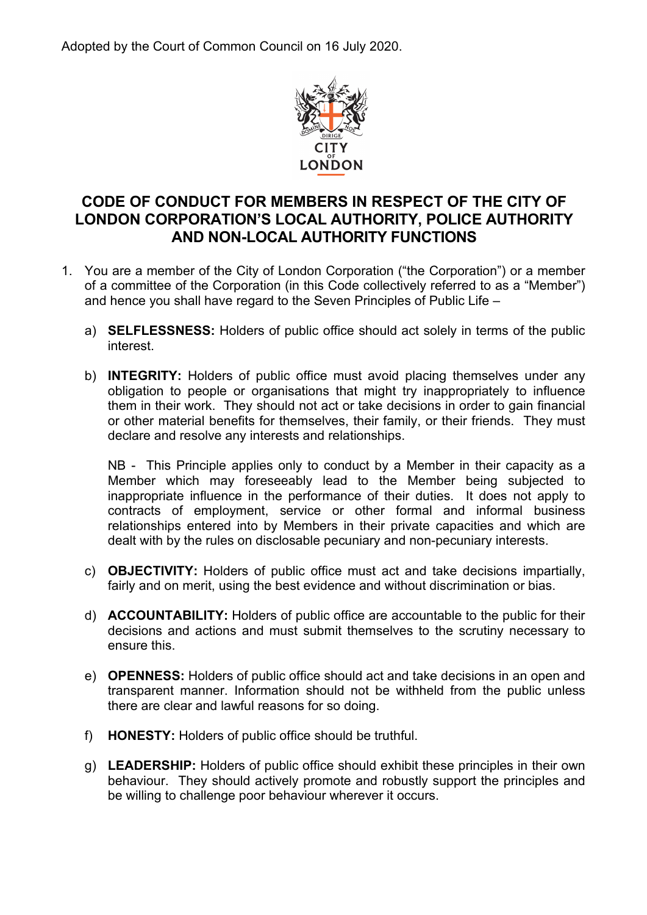Adopted by the Court of Common Council on 16 July 2020.

# CODE OF CONDUCT FOR MEMBERS IN RESPECT OF THE CITY OF LONDON CORPORATION'S LOCAL AUTHORITY, POLICE AUTHORITY AND NON-LOCAL AUTHORITY FUNCTIONS

1. You are a member of the City of London Corporation ("the Corporation") or a member of a committee of the Corporation (in this Code collectively referred to as a "Member") and hence you shall have regard to the Seven Principles of Public Life –

   a) **SELFLESSNESS:** Holders of public office should act solely in terms of the public interest.

   b) **INTEGRITY:** Holders of public office must avoid placing themselves under any obligation to people or organisations that might try inappropriately to influence them in their work. They should not act or take decisions in order to gain financial or other material benefits for themselves, their family, or their friends. They must declare and resolve any interests and relationships.

      NB - This Principle applies only to conduct by a Member in their capacity as a Member which may foreseeably lead to the Member being subjected to inappropriate influence in the performance of their duties. It does not apply to contracts of employment, service or other formal and informal business relationships entered into by Members in their private capacities and which are dealt with by the rules on disclosable pecuniary and non-pecuniary interests.

   c) **OBJECTIVITY:** Holders of public office must act and take decisions impartially, fairly and on merit, using the best evidence and without discrimination or bias.

   d) **ACCOUNTABILITY:** Holders of public office are accountable to the public for their decisions and actions and must submit themselves to the scrutiny necessary to ensure this.

   e) **OPENNESS:** Holders of public office should act and take decisions in an open and transparent manner. Information should not be withheld from the public unless there are clear and lawful reasons for so doing.

   f) **HONESTY:** Holders of public office should be truthful.

   g) **LEADERSHIP:** Holders of public office should exhibit these principles in their own behaviour. They should actively promote and robustly support the principles and be willing to challenge poor behaviour wherever it occurs.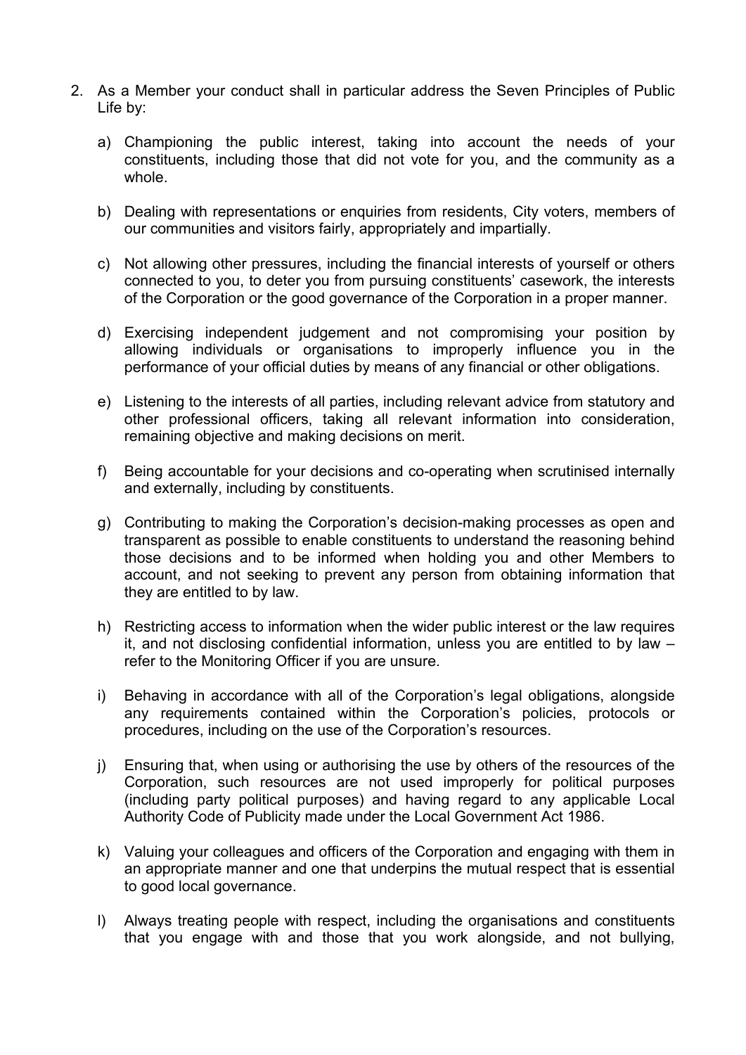2. As a Member your conduct shall in particular address the Seven Principles of Public Life by:

   a) Championing the public interest, taking into account the needs of your constituents, including those that did not vote for you, and the community as a whole.

   b) Dealing with representations or enquiries from residents, City voters, members of our communities and visitors fairly, appropriately and impartially.

   c) Not allowing other pressures, including the financial interests of yourself or others connected to you, to deter you from pursuing constituents' casework, the interests of the Corporation or the good governance of the Corporation in a proper manner.

   d) Exercising independent judgement and not compromising your position by allowing individuals or organisations to improperly influence you in the performance of your official duties by means of any financial or other obligations.

   e) Listening to the interests of all parties, including relevant advice from statutory and other professional officers, taking all relevant information into consideration, remaining objective and making decisions on merit.

   f) Being accountable for your decisions and co-operating when scrutinised internally and externally, including by constituents.

   g) Contributing to making the Corporation's decision-making processes as open and transparent as possible to enable constituents to understand the reasoning behind those decisions and to be informed when holding you and other Members to account, and not seeking to prevent any person from obtaining information that they are entitled to by law.

   h) Restricting access to information when the wider public interest or the law requires it, and not disclosing confidential information, unless you are entitled to by law – refer to the Monitoring Officer if you are unsure.

   i) Behaving in accordance with all of the Corporation's legal obligations, alongside any requirements contained within the Corporation's policies, protocols or procedures, including on the use of the Corporation's resources.

   j) Ensuring that, when using or authorising the use by others of the resources of the Corporation, such resources are not used improperly for political purposes (including party political purposes) and having regard to any applicable Local Authority Code of Publicity made under the Local Government Act 1986.

   k) Valuing your colleagues and officers of the Corporation and engaging with them in an appropriate manner and one that underpins the mutual respect that is essential to good local governance.

   l) Always treating people with respect, including the organisations and constituents that you engage with and those that you work alongside, and not bullying,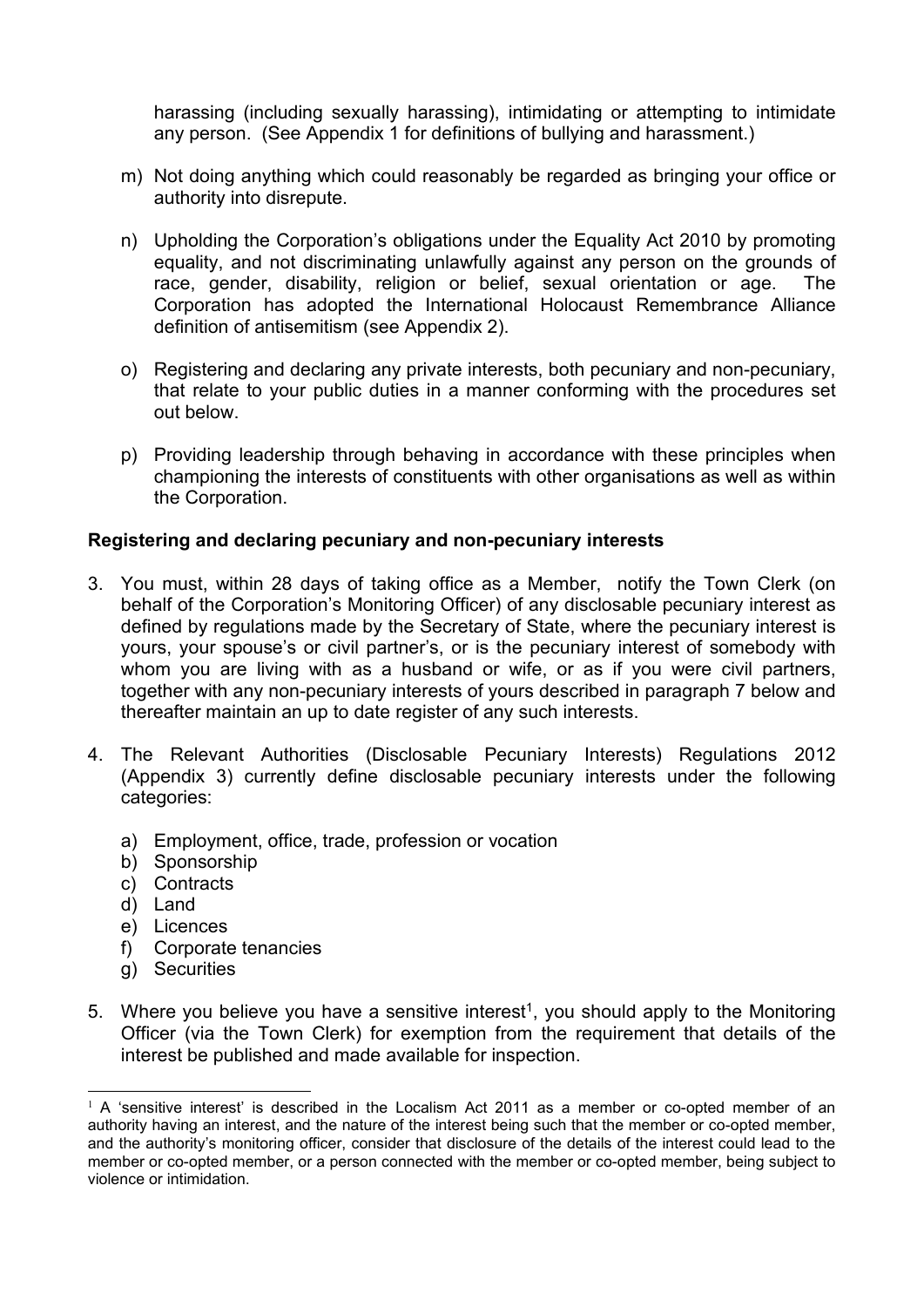harassing (including sexually harassing), intimidating or attempting to intimidate any person. (See Appendix 1 for definitions of bullying and harassment.)

m) Not doing anything which could reasonably be regarded as bringing your office or authority into disrepute.

n) Upholding the Corporation's obligations under the Equality Act 2010 by promoting equality, and not discriminating unlawfully against any person on the grounds of race, gender, disability, religion or belief, sexual orientation or age. The Corporation has adopted the International Holocaust Remembrance Alliance definition of antisemitism (see Appendix 2).

o) Registering and declaring any private interests, both pecuniary and non-pecuniary, that relate to your public duties in a manner conforming with the procedures set out below.

p) Providing leadership through behaving in accordance with these principles when championing the interests of constituents with other organisations as well as within the Corporation.

**Registering and declaring pecuniary and non-pecuniary interests**

3. You must, within 28 days of taking office as a Member, notify the Town Clerk (on behalf of the Corporation's Monitoring Officer) of any disclosable pecuniary interest as defined by regulations made by the Secretary of State, where the pecuniary interest is yours, your spouse's or civil partner's, or is the pecuniary interest of somebody with whom you are living with as a husband or wife, or as if you were civil partners, together with any non-pecuniary interests of yours described in paragraph 7 below and thereafter maintain an up to date register of any such interests.

4. The Relevant Authorities (Disclosable Pecuniary Interests) Regulations 2012 (Appendix 3) currently define disclosable pecuniary interests under the following categories:

   a) Employment, office, trade, profession or vocation
   b) Sponsorship
   c) Contracts
   d) Land
   e) Licences
   f) Corporate tenancies
   g) Securities

5. Where you believe you have a sensitive interest[1], you should apply to the Monitoring Officer (via the Town Clerk) for exemption from the requirement that details of the interest be published and made available for inspection.

---

[1] A 'sensitive interest' is described in the Localism Act 2011 as a member or co-opted member of an authority having an interest, and the nature of the interest being such that the member or co-opted member, and the authority's monitoring officer, consider that disclosure of the details of the interest could lead to the member or co-opted member, or a person connected with the member or co-opted member, being subject to violence or intimidation.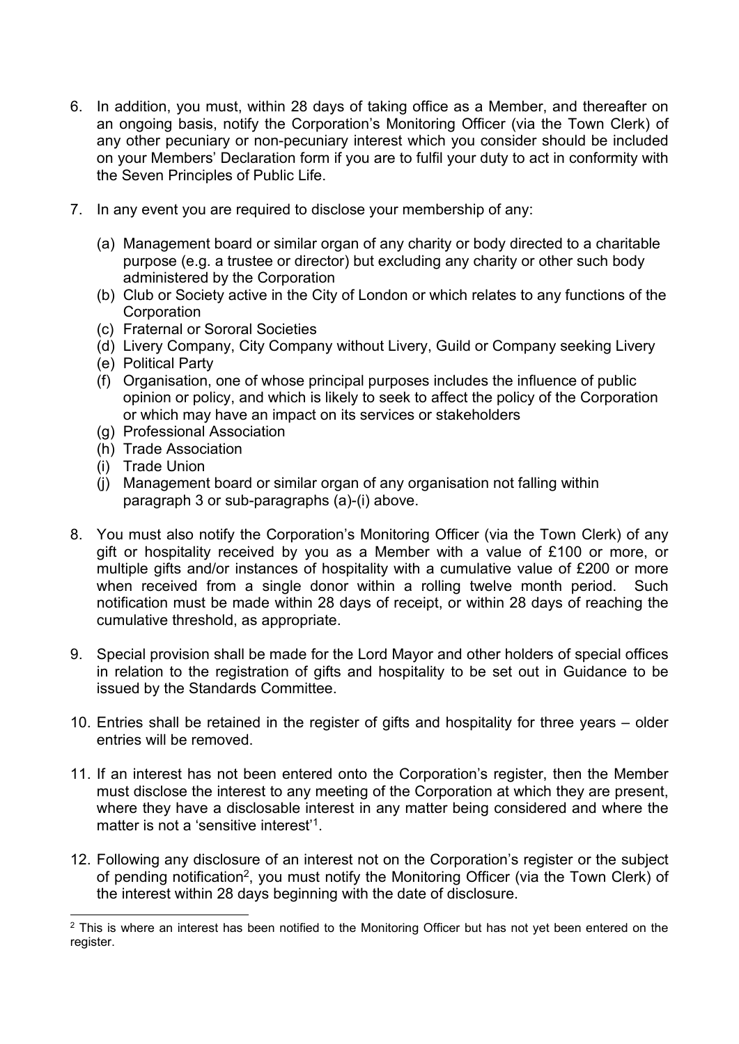6. In addition, you must, within 28 days of taking office as a Member, and thereafter on an ongoing basis, notify the Corporation's Monitoring Officer (via the Town Clerk) of any other pecuniary or non-pecuniary interest which you consider should be included on your Members' Declaration form if you are to fulfil your duty to act in conformity with the Seven Principles of Public Life.

7. In any event you are required to disclose your membership of any:

   (a) Management board or similar organ of any charity or body directed to a charitable purpose (e.g. a trustee or director) but excluding any charity or other such body administered by the Corporation
   (b) Club or Society active in the City of London or which relates to any functions of the Corporation
   (c) Fraternal or Sororal Societies
   (d) Livery Company, City Company without Livery, Guild or Company seeking Livery
   (e) Political Party
   (f) Organisation, one of whose principal purposes includes the influence of public opinion or policy, and which is likely to seek to affect the policy of the Corporation or which may have an impact on its services or stakeholders
   (g) Professional Association
   (h) Trade Association
   (i) Trade Union
   (j) Management board or similar organ of any organisation not falling within paragraph 3 or sub-paragraphs (a)-(i) above.

8. You must also notify the Corporation's Monitoring Officer (via the Town Clerk) of any gift or hospitality received by you as a Member with a value of £100 or more, or multiple gifts and/or instances of hospitality with a cumulative value of £200 or more when received from a single donor within a rolling twelve month period. Such notification must be made within 28 days of receipt, or within 28 days of reaching the cumulative threshold, as appropriate.

9. Special provision shall be made for the Lord Mayor and other holders of special offices in relation to the registration of gifts and hospitality to be set out in Guidance to be issued by the Standards Committee.

10. Entries shall be retained in the register of gifts and hospitality for three years – older entries will be removed.

11. If an interest has not been entered onto the Corporation's register, then the Member must disclose the interest to any meeting of the Corporation at which they are present, where they have a disclosable interest in any matter being considered and where the matter is not a 'sensitive interest'[1].

12. Following any disclosure of an interest not on the Corporation's register or the subject of pending notification[2], you must notify the Monitoring Officer (via the Town Clerk) of the interest within 28 days beginning with the date of disclosure.

[2] This is where an interest has been notified to the Monitoring Officer but has not yet been entered on the register.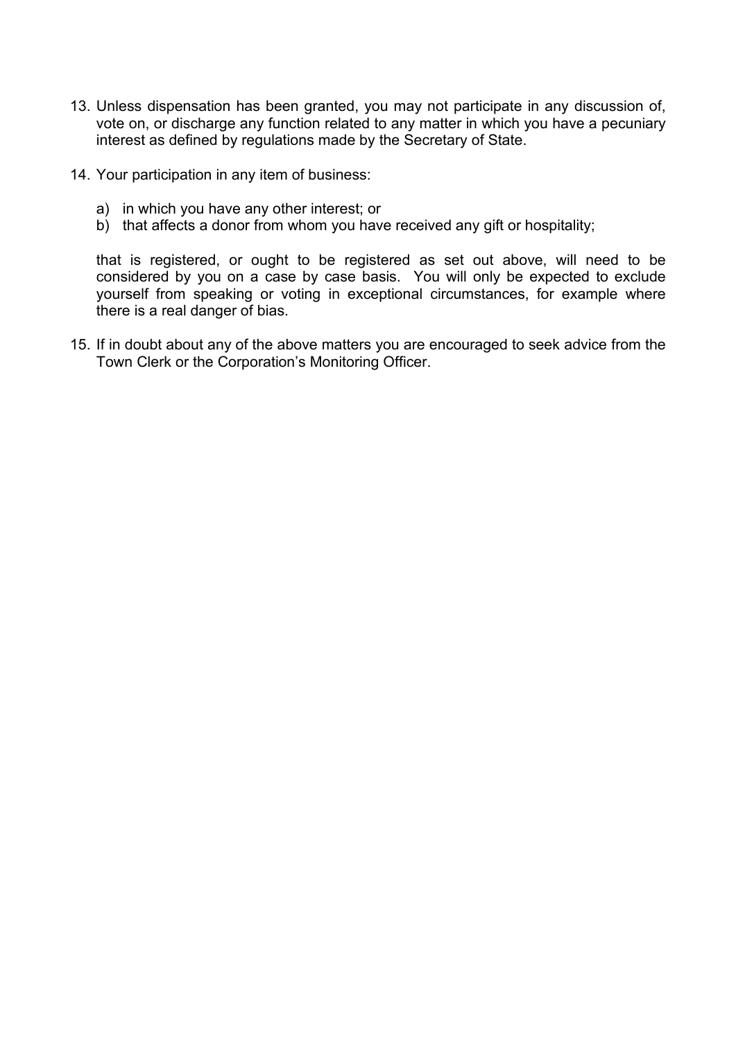13. Unless dispensation has been granted, you may not participate in any discussion of, vote on, or discharge any function related to any matter in which you have a pecuniary interest as defined by regulations made by the Secretary of State.

14. Your participation in any item of business:

    a) in which you have any other interest; or
    b) that affects a donor from whom you have received any gift or hospitality;

    that is registered, or ought to be registered as set out above, will need to be considered by you on a case by case basis. You will only be expected to exclude yourself from speaking or voting in exceptional circumstances, for example where there is a real danger of bias.

15. If in doubt about any of the above matters you are encouraged to seek advice from the Town Clerk or the Corporation's Monitoring Officer.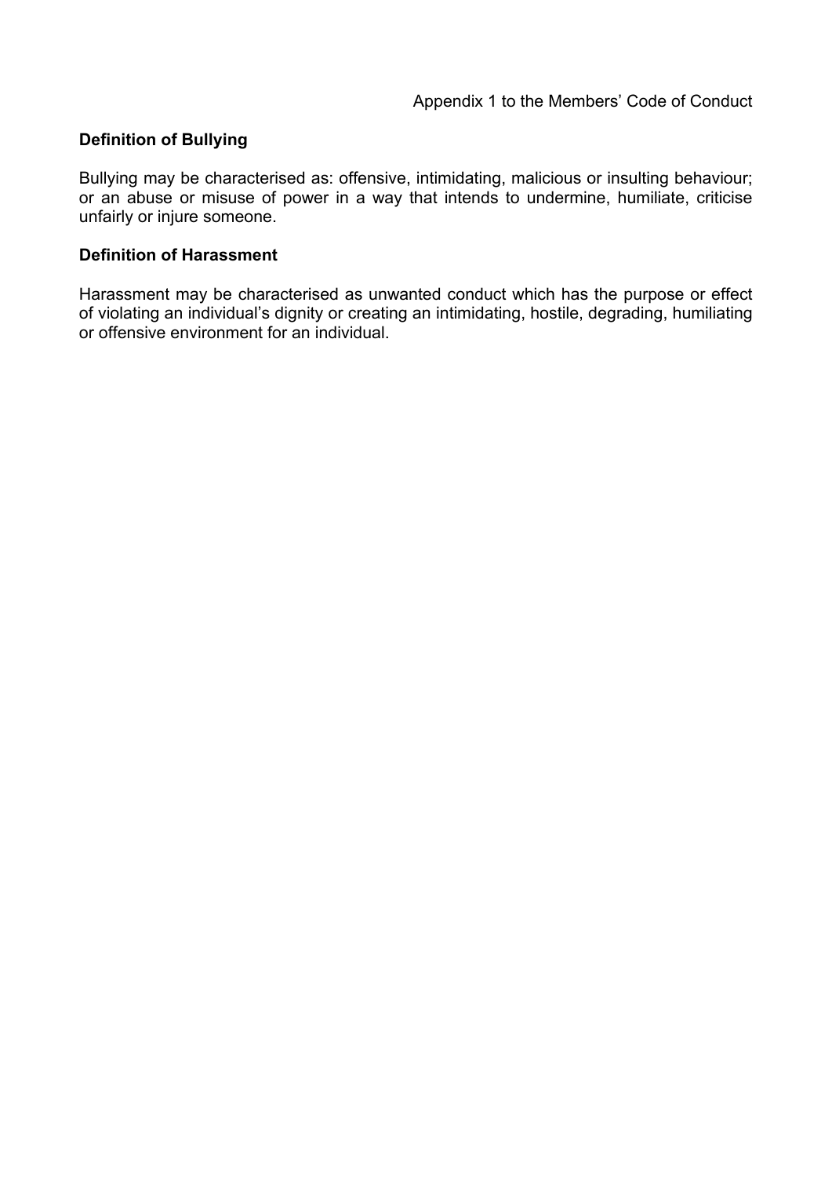Appendix 1 to the Members' Code of Conduct

**Definition of Bullying**

Bullying may be characterised as: offensive, intimidating, malicious or insulting behaviour; or an abuse or misuse of power in a way that intends to undermine, humiliate, criticise unfairly or injure someone.

**Definition of Harassment**

Harassment may be characterised as unwanted conduct which has the purpose or effect of violating an individual's dignity or creating an intimidating, hostile, degrading, humiliating or offensive environment for an individual.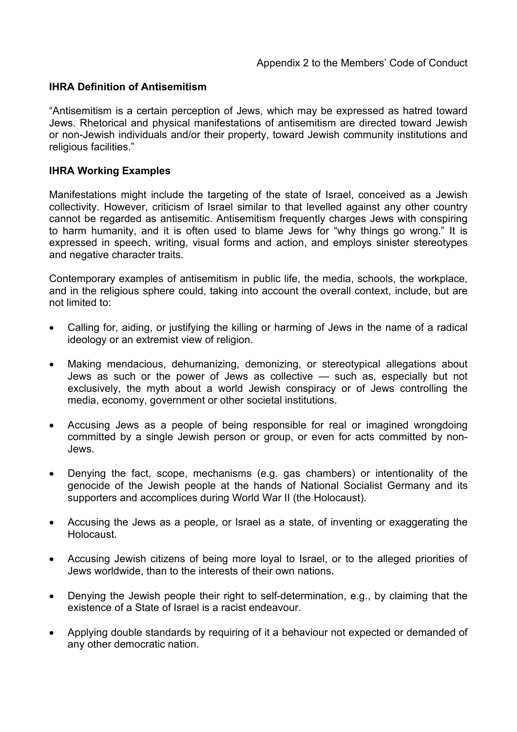Appendix 2 to the Members' Code of Conduct

## IHRA Definition of Antisemitism

"Antisemitism is a certain perception of Jews, which may be expressed as hatred toward Jews. Rhetorical and physical manifestations of antisemitism are directed toward Jewish or non-Jewish individuals and/or their property, toward Jewish community institutions and religious facilities."

## IHRA Working Examples

Manifestations might include the targeting of the state of Israel, conceived as a Jewish collectivity. However, criticism of Israel similar to that levelled against any other country cannot be regarded as antisemitic. Antisemitism frequently charges Jews with conspiring to harm humanity, and it is often used to blame Jews for "why things go wrong." It is expressed in speech, writing, visual forms and action, and employs sinister stereotypes and negative character traits.

Contemporary examples of antisemitism in public life, the media, schools, the workplace, and in the religious sphere could, taking into account the overall context, include, but are not limited to:

- Calling for, aiding, or justifying the killing or harming of Jews in the name of a radical ideology or an extremist view of religion.
- Making mendacious, dehumanizing, demonizing, or stereotypical allegations about Jews as such or the power of Jews as collective — such as, especially but not exclusively, the myth about a world Jewish conspiracy or of Jews controlling the media, economy, government or other societal institutions.
- Accusing Jews as a people of being responsible for real or imagined wrongdoing committed by a single Jewish person or group, or even for acts committed by non-Jews.
- Denying the fact, scope, mechanisms (e.g. gas chambers) or intentionality of the genocide of the Jewish people at the hands of National Socialist Germany and its supporters and accomplices during World War II (the Holocaust).
- Accusing the Jews as a people, or Israel as a state, of inventing or exaggerating the Holocaust.
- Accusing Jewish citizens of being more loyal to Israel, or to the alleged priorities of Jews worldwide, than to the interests of their own nations.
- Denying the Jewish people their right to self-determination, e.g., by claiming that the existence of a State of Israel is a racist endeavour.
- Applying double standards by requiring of it a behaviour not expected or demanded of any other democratic nation.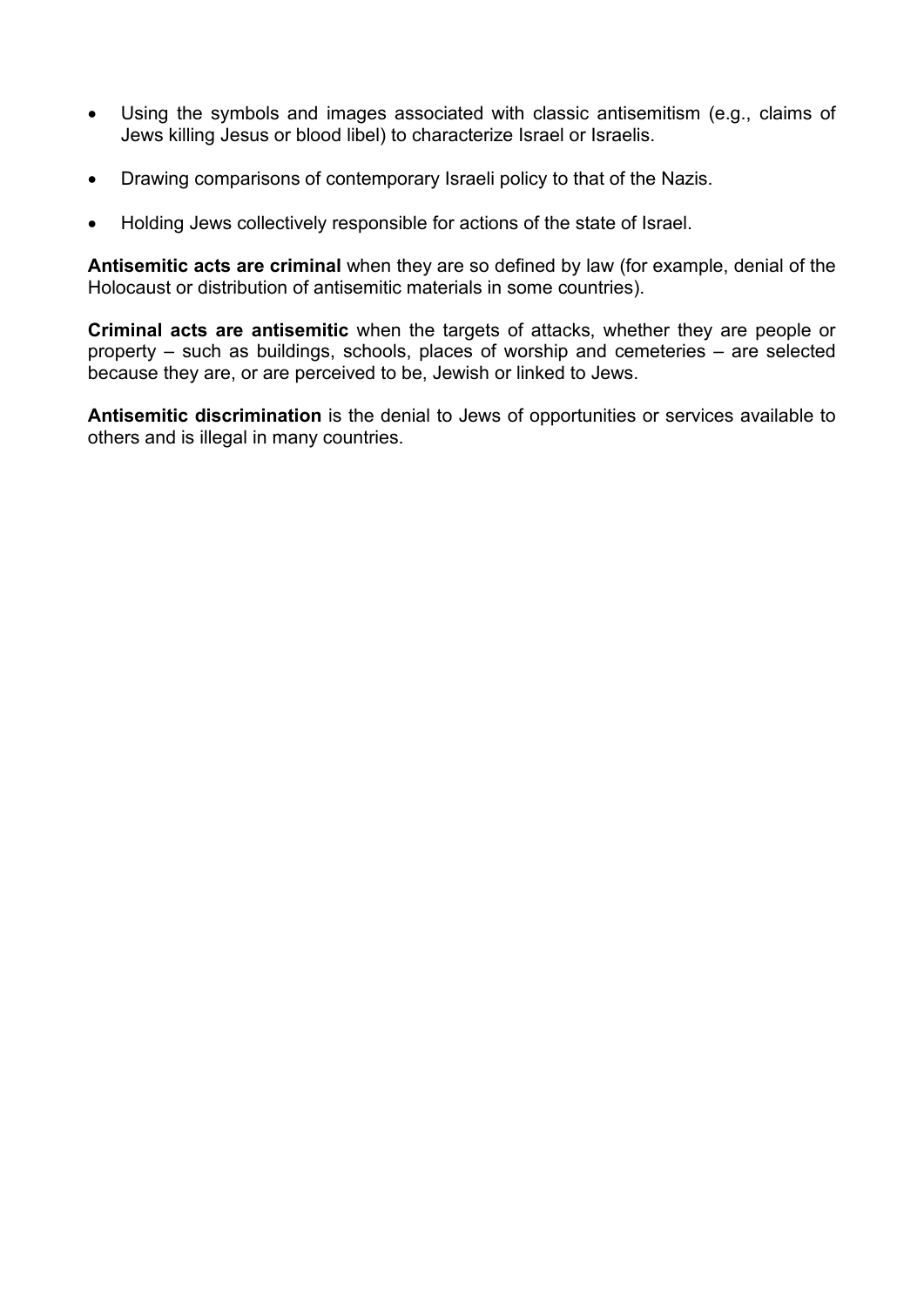- Using the symbols and images associated with classic antisemitism (e.g., claims of Jews killing Jesus or blood libel) to characterize Israel or Israelis.

- Drawing comparisons of contemporary Israeli policy to that of the Nazis.

- Holding Jews collectively responsible for actions of the state of Israel.

**Antisemitic acts are criminal** when they are so defined by law (for example, denial of the Holocaust or distribution of antisemitic materials in some countries).

**Criminal acts are antisemitic** when the targets of attacks, whether they are people or property – such as buildings, schools, places of worship and cemeteries – are selected because they are, or are perceived to be, Jewish or linked to Jews.

**Antisemitic discrimination** is the denial to Jews of opportunities or services available to others and is illegal in many countries.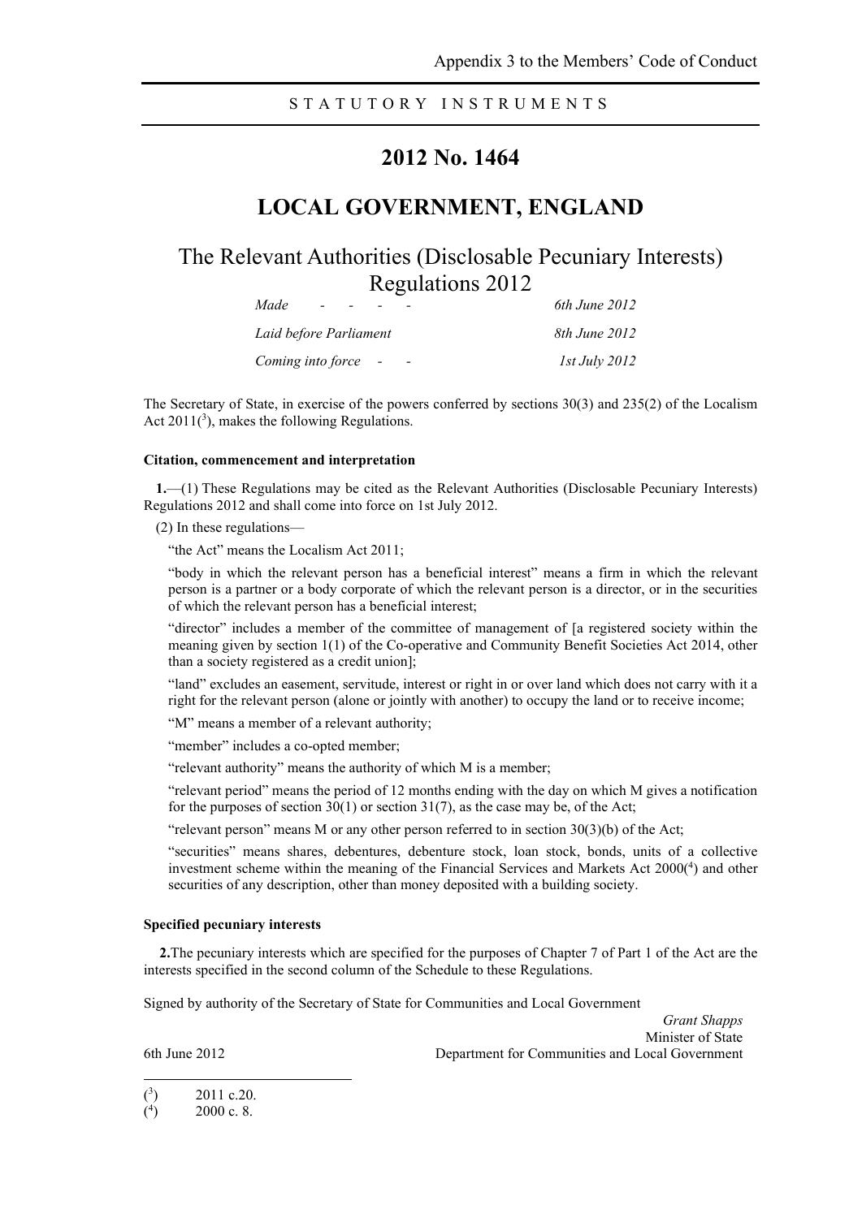S T A T U T O R Y   I N S T R U M E N T S

# 2012 No. 1464

## LOCAL GOVERNMENT, ENGLAND

## The Relevant Authorities (Disclosable Pecuniary Interests) Regulations 2012

| | |
|---|---|
| *Made - - - -* | *6th June 2012* |
| *Laid before Parliament* | *8th June 2012* |
| *Coming into force - -* | *1st July 2012* |

The Secretary of State, in exercise of the powers conferred by sections 30(3) and 235(2) of the Localism Act 2011([3]), makes the following Regulations.

#### Citation, commencement and interpretation

**1.**—(1) These Regulations may be cited as the Relevant Authorities (Disclosable Pecuniary Interests) Regulations 2012 and shall come into force on 1st July 2012.

(2) In these regulations—

"the Act" means the Localism Act 2011;

"body in which the relevant person has a beneficial interest" means a firm in which the relevant person is a partner or a body corporate of which the relevant person is a director, or in the securities of which the relevant person has a beneficial interest;

"director" includes a member of the committee of management of [a registered society within the meaning given by section 1(1) of the Co-operative and Community Benefit Societies Act 2014, other than a society registered as a credit union];

"land" excludes an easement, servitude, interest or right in or over land which does not carry with it a right for the relevant person (alone or jointly with another) to occupy the land or to receive income;

"M" means a member of a relevant authority;

"member" includes a co-opted member;

"relevant authority" means the authority of which M is a member;

"relevant period" means the period of 12 months ending with the day on which M gives a notification for the purposes of section 30(1) or section 31(7), as the case may be, of the Act;

"relevant person" means M or any other person referred to in section 30(3)(b) of the Act;

"securities" means shares, debentures, debenture stock, loan stock, bonds, units of a collective investment scheme within the meaning of the Financial Services and Markets Act 2000([4]) and other securities of any description, other than money deposited with a building society.

#### Specified pecuniary interests

**2.**The pecuniary interests which are specified for the purposes of Chapter 7 of Part 1 of the Act are the interests specified in the second column of the Schedule to these Regulations.

Signed by authority of the Secretary of State for Communities and Local Government

*Grant Shapps*
Minister of State
6th June 2012 Department for Communities and Local Government

---

([3]) 2011 c.20.

([4]) 2000 c. 8.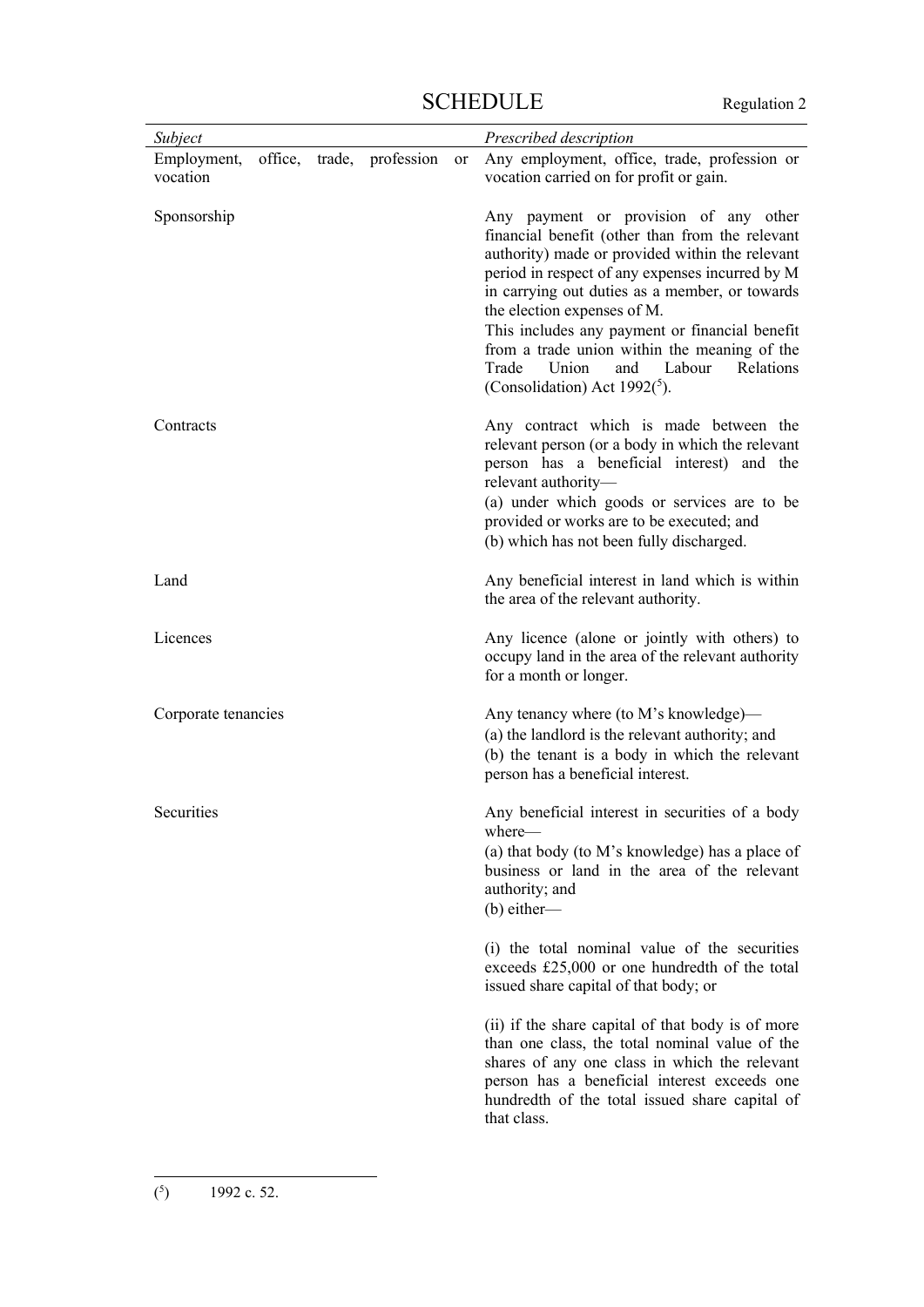# SCHEDULE

Regulation 2

| *Subject* | *Prescribed description* |
|---|---|
| Employment, office, trade, profession or vocation | Any employment, office, trade, profession or vocation carried on for profit or gain. |
| Sponsorship | Any payment or provision of any other financial benefit (other than from the relevant authority) made or provided within the relevant period in respect of any expenses incurred by M in carrying out duties as a member, or towards the election expenses of M.<br>This includes any payment or financial benefit from a trade union within the meaning of the Trade Union and Labour Relations (Consolidation) Act 1992([5]). |
| Contracts | Any contract which is made between the relevant person (or a body in which the relevant person has a beneficial interest) and the relevant authority—<br>(a) under which goods or services are to be provided or works are to be executed; and<br>(b) which has not been fully discharged. |
| Land | Any beneficial interest in land which is within the area of the relevant authority. |
| Licences | Any licence (alone or jointly with others) to occupy land in the area of the relevant authority for a month or longer. |
| Corporate tenancies | Any tenancy where (to M's knowledge)—<br>(a) the landlord is the relevant authority; and<br>(b) the tenant is a body in which the relevant person has a beneficial interest. |
| Securities | Any beneficial interest in securities of a body where—<br>(a) that body (to M's knowledge) has a place of business or land in the area of the relevant authority; and<br>(b) either—<br>(i) the total nominal value of the securities exceeds £25,000 or one hundredth of the total issued share capital of that body; or<br>(ii) if the share capital of that body is of more than one class, the total nominal value of the shares of any one class in which the relevant person has a beneficial interest exceeds one hundredth of the total issued share capital of that class. |

([5]) 1992 c. 52.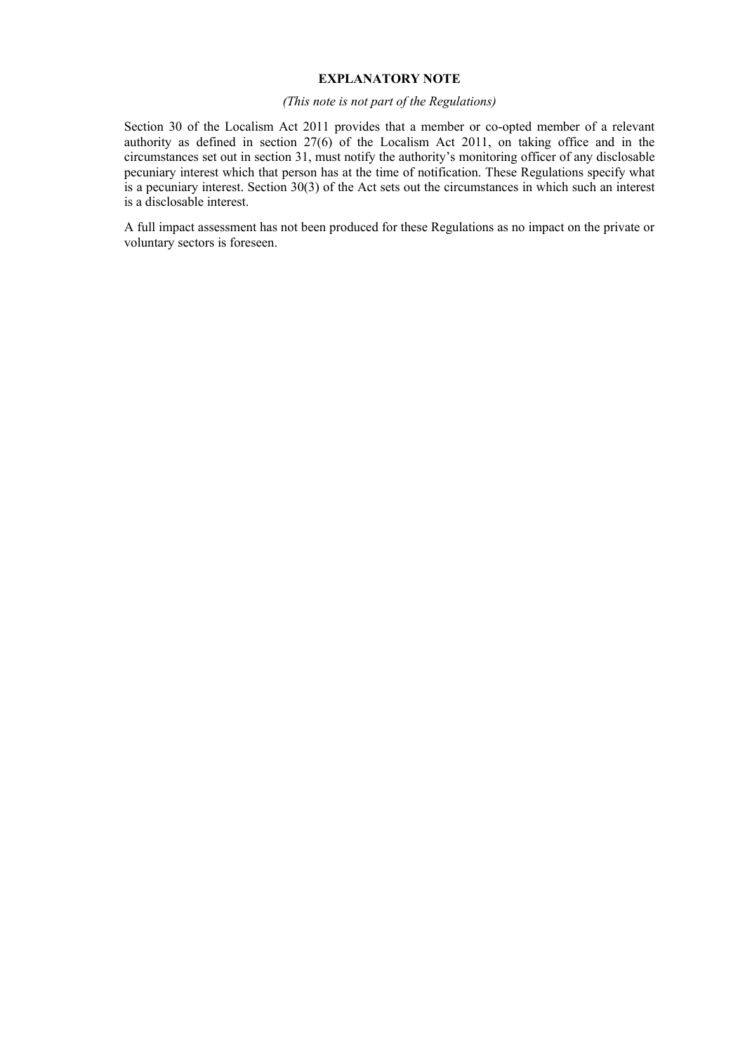## EXPLANATORY NOTE

*(This note is not part of the Regulations)*

Section 30 of the Localism Act 2011 provides that a member or co-opted member of a relevant authority as defined in section 27(6) of the Localism Act 2011, on taking office and in the circumstances set out in section 31, must notify the authority's monitoring officer of any disclosable pecuniary interest which that person has at the time of notification. These Regulations specify what is a pecuniary interest. Section 30(3) of the Act sets out the circumstances in which such an interest is a disclosable interest.

A full impact assessment has not been produced for these Regulations as no impact on the private or voluntary sectors is foreseen.